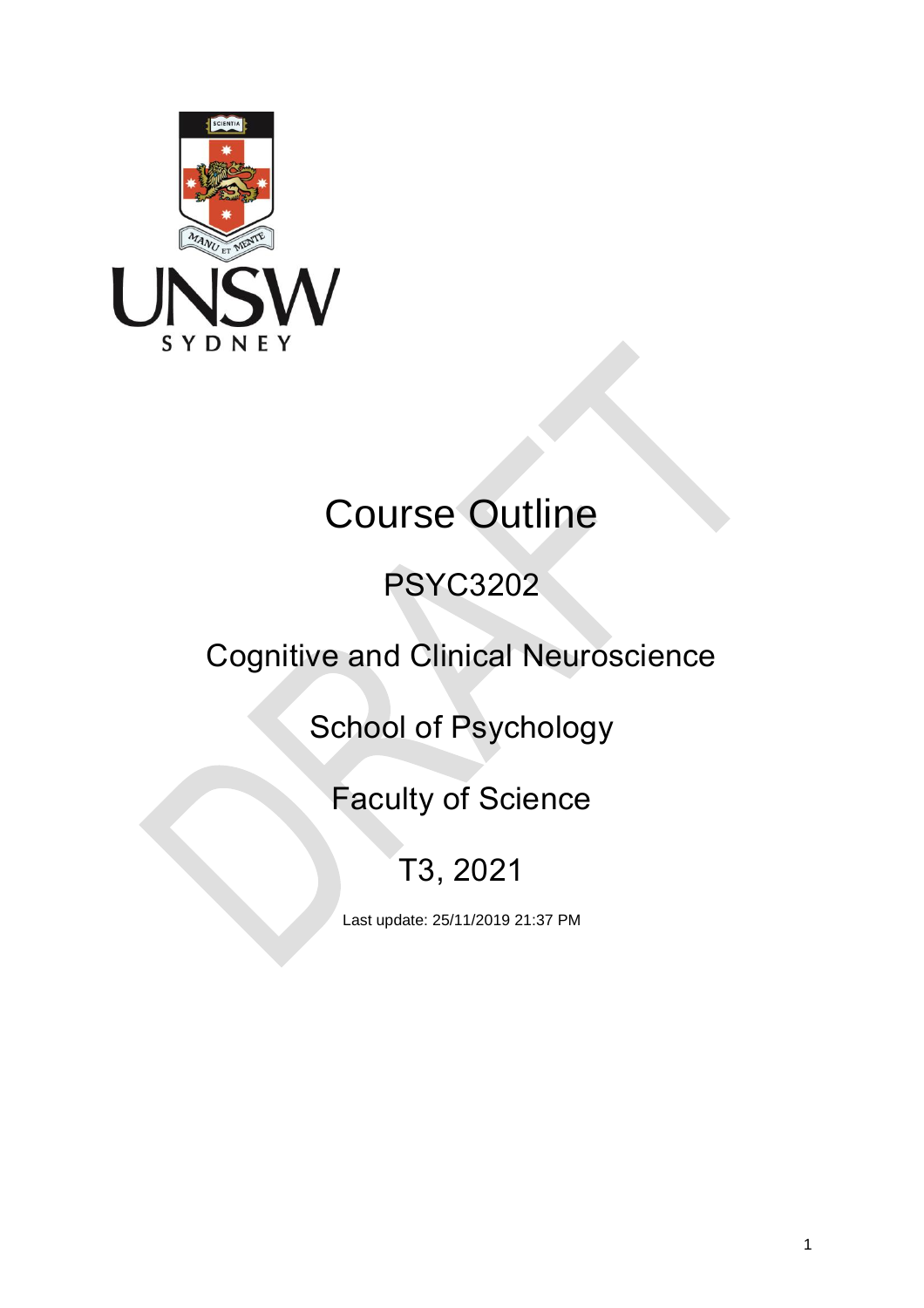# Course Outline

## PSYC3202

## Cognitive and Clinical Neuroscience

## School of Psychology

## Faculty of Science

## T3, 2021

Last update: 25/11/2019 21:37 PM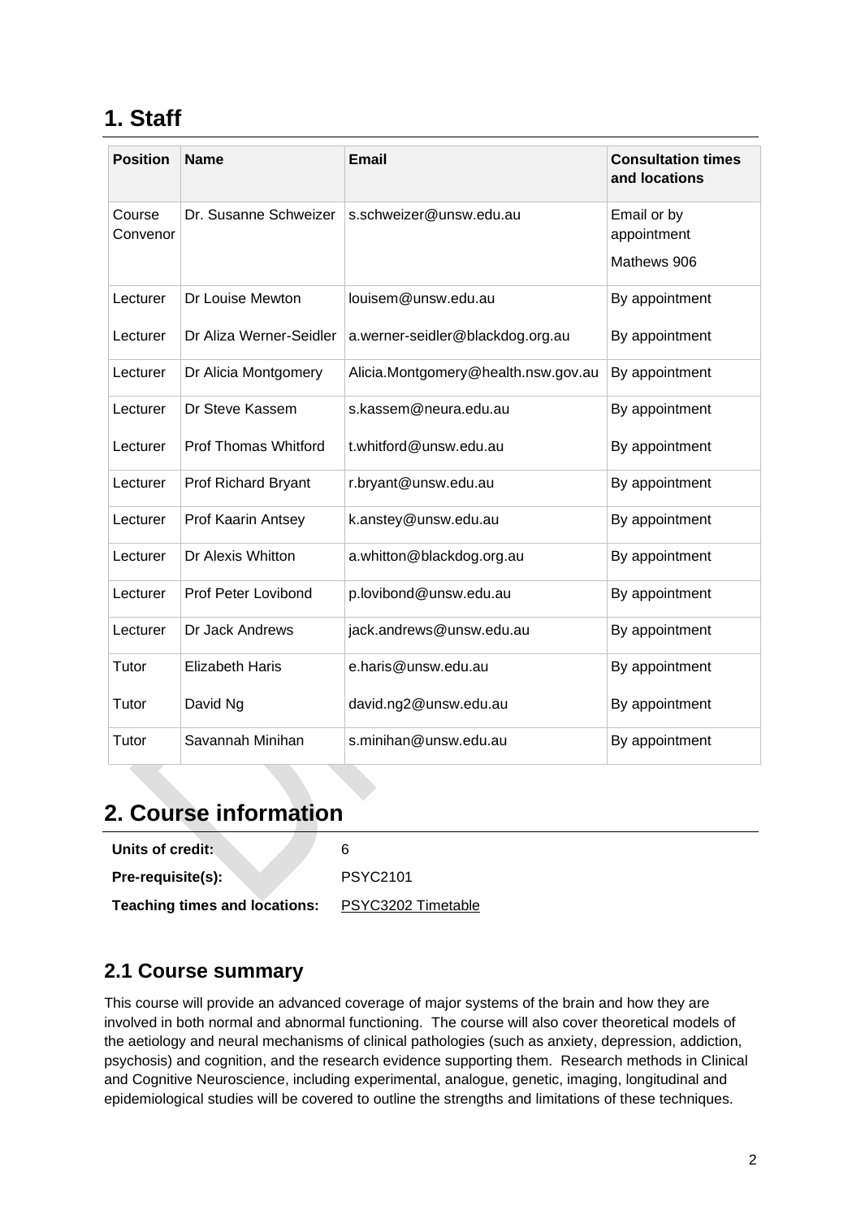# 1. Staff

| Position | Name | Email | Consultation times and locations |
|---|---|---|---|
| Course Convenor | Dr. Susanne Schweizer | s.schweizer@unsw.edu.au | Email or by appointment<br>Mathews 906 |
| Lecturer | Dr Louise Mewton | louisem@unsw.edu.au | By appointment |
| Lecturer | Dr Aliza Werner-Seidler | a.werner-seidler@blackdog.org.au | By appointment |
| Lecturer | Dr Alicia Montgomery | Alicia.Montgomery@health.nsw.gov.au | By appointment |
| Lecturer | Dr Steve Kassem | s.kassem@neura.edu.au | By appointment |
| Lecturer | Prof Thomas Whitford | t.whitford@unsw.edu.au | By appointment |
| Lecturer | Prof Richard Bryant | r.bryant@unsw.edu.au | By appointment |
| Lecturer | Prof Kaarin Antsey | k.anstey@unsw.edu.au | By appointment |
| Lecturer | Dr Alexis Whitton | a.whitton@blackdog.org.au | By appointment |
| Lecturer | Prof Peter Lovibond | p.lovibond@unsw.edu.au | By appointment |
| Lecturer | Dr Jack Andrews | jack.andrews@unsw.edu.au | By appointment |
| Tutor | Elizabeth Haris | e.haris@unsw.edu.au | By appointment |
| Tutor | David Ng | david.ng2@unsw.edu.au | By appointment |
| Tutor | Savannah Minihan | s.minihan@unsw.edu.au | By appointment |

# 2. Course information

| | |
|---|---|
| **Units of credit:** | 6 |
| **Pre-requisite(s):** | PSYC2101 |
| **Teaching times and locations:** | PSYC3202 Timetable |

## 2.1 Course summary

This course will provide an advanced coverage of major systems of the brain and how they are involved in both normal and abnormal functioning. The course will also cover theoretical models of the aetiology and neural mechanisms of clinical pathologies (such as anxiety, depression, addiction, psychosis) and cognition, and the research evidence supporting them. Research methods in Clinical and Cognitive Neuroscience, including experimental, analogue, genetic, imaging, longitudinal and epidemiological studies will be covered to outline the strengths and limitations of these techniques.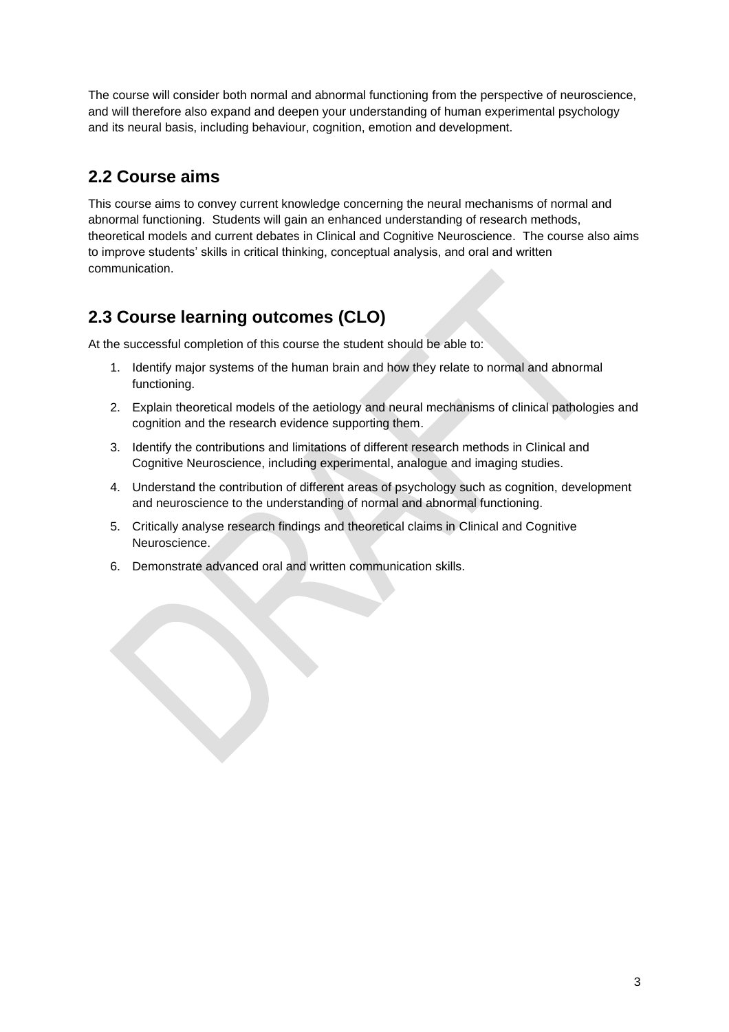The course will consider both normal and abnormal functioning from the perspective of neuroscience, and will therefore also expand and deepen your understanding of human experimental psychology and its neural basis, including behaviour, cognition, emotion and development.

## 2.2 Course aims

This course aims to convey current knowledge concerning the neural mechanisms of normal and abnormal functioning. Students will gain an enhanced understanding of research methods, theoretical models and current debates in Clinical and Cognitive Neuroscience. The course also aims to improve students' skills in critical thinking, conceptual analysis, and oral and written communication.

## 2.3 Course learning outcomes (CLO)

At the successful completion of this course the student should be able to:

1. Identify major systems of the human brain and how they relate to normal and abnormal functioning.
2. Explain theoretical models of the aetiology and neural mechanisms of clinical pathologies and cognition and the research evidence supporting them.
3. Identify the contributions and limitations of different research methods in Clinical and Cognitive Neuroscience, including experimental, analogue and imaging studies.
4. Understand the contribution of different areas of psychology such as cognition, development and neuroscience to the understanding of normal and abnormal functioning.
5. Critically analyse research findings and theoretical claims in Clinical and Cognitive Neuroscience.
6. Demonstrate advanced oral and written communication skills.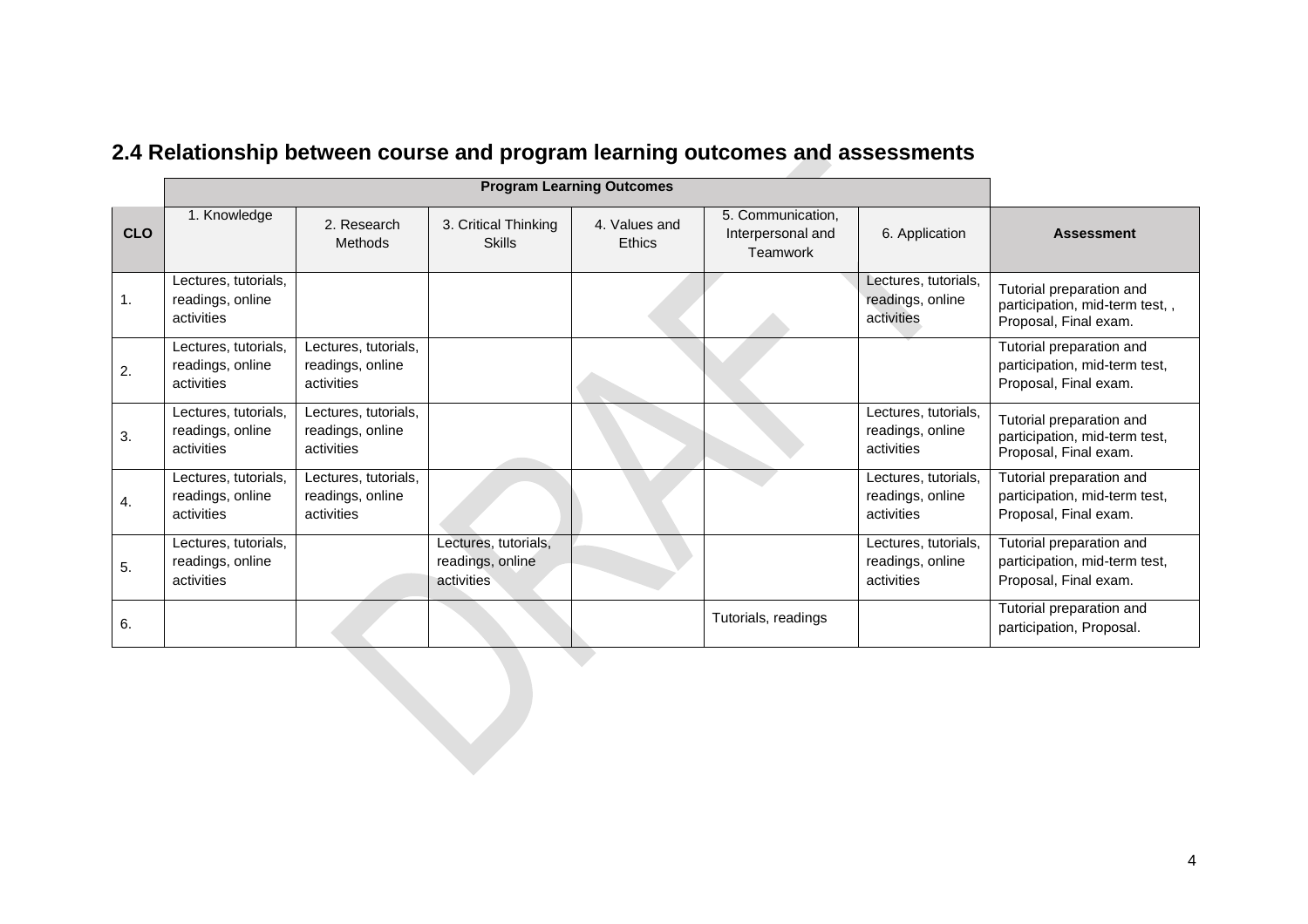## 2.4 Relationship between course and program learning outcomes and assessments

| | Program Learning Outcomes | | | | | | |
|---|---|---|---|---|---|---|---|
| **CLO** | 1. Knowledge | 2. Research Methods | 3. Critical Thinking Skills | 4. Values and Ethics | 5. Communication, Interpersonal and Teamwork | 6. Application | **Assessment** |
| 1. | Lectures, tutorials, readings, online activities | | | | | Lectures, tutorials, readings, online activities | Tutorial preparation and participation, mid-term test, , Proposal, Final exam. |
| 2. | Lectures, tutorials, readings, online activities | Lectures, tutorials, readings, online activities | | | | | Tutorial preparation and participation, mid-term test, Proposal, Final exam. |
| 3. | Lectures, tutorials, readings, online activities | Lectures, tutorials, readings, online activities | | | | Lectures, tutorials, readings, online activities | Tutorial preparation and participation, mid-term test, Proposal, Final exam. |
| 4. | Lectures, tutorials, readings, online activities | Lectures, tutorials, readings, online activities | | | | Lectures, tutorials, readings, online activities | Tutorial preparation and participation, mid-term test, Proposal, Final exam. |
| 5. | Lectures, tutorials, readings, online activities | | Lectures, tutorials, readings, online activities | | | Lectures, tutorials, readings, online activities | Tutorial preparation and participation, mid-term test, Proposal, Final exam. |
| 6. | | | | | Tutorials, readings | | Tutorial preparation and participation, Proposal. |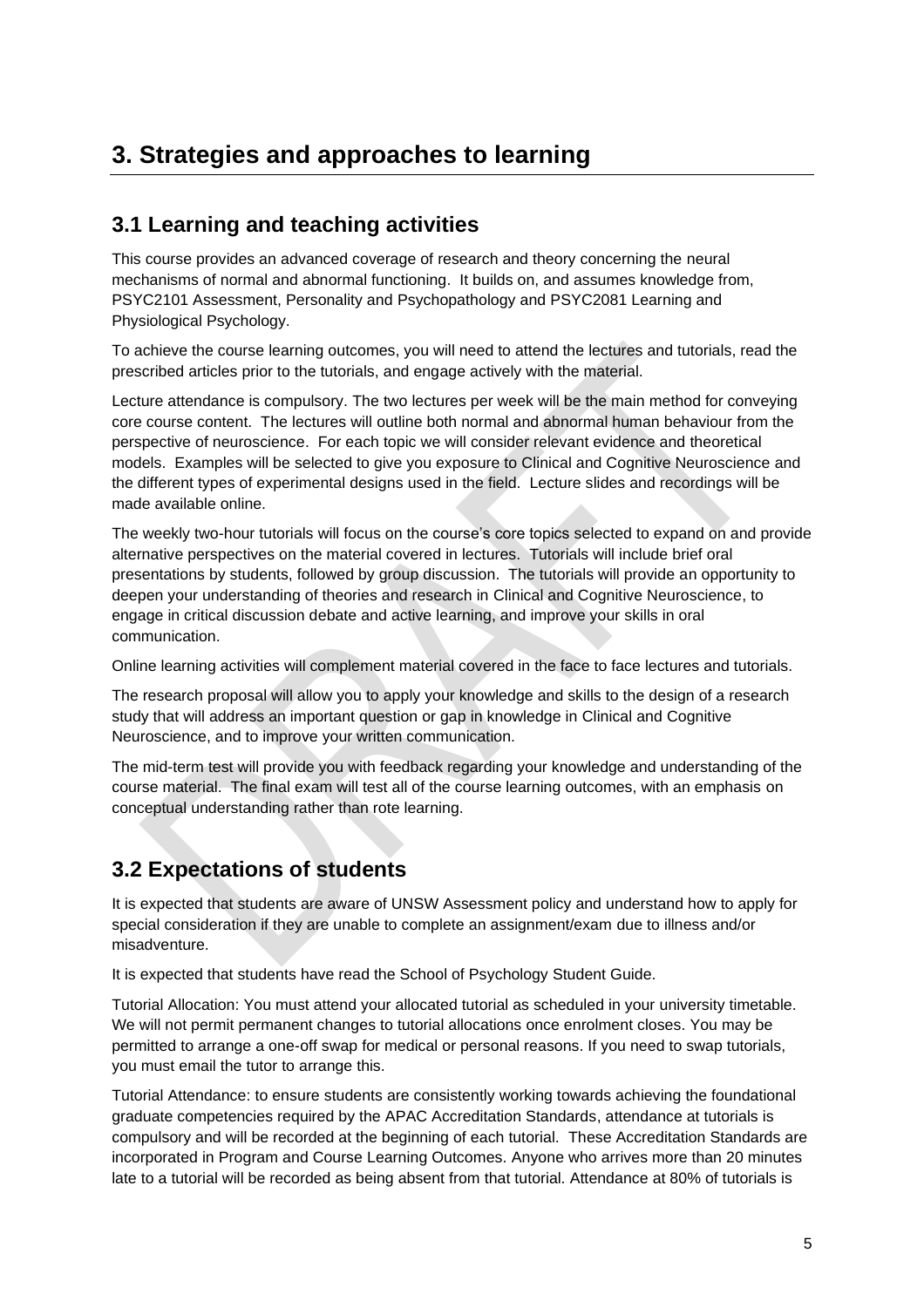# 3. Strategies and approaches to learning

## 3.1 Learning and teaching activities

This course provides an advanced coverage of research and theory concerning the neural mechanisms of normal and abnormal functioning. It builds on, and assumes knowledge from, PSYC2101 Assessment, Personality and Psychopathology and PSYC2081 Learning and Physiological Psychology.

To achieve the course learning outcomes, you will need to attend the lectures and tutorials, read the prescribed articles prior to the tutorials, and engage actively with the material.

Lecture attendance is compulsory. The two lectures per week will be the main method for conveying core course content. The lectures will outline both normal and abnormal human behaviour from the perspective of neuroscience. For each topic we will consider relevant evidence and theoretical models. Examples will be selected to give you exposure to Clinical and Cognitive Neuroscience and the different types of experimental designs used in the field. Lecture slides and recordings will be made available online.

The weekly two-hour tutorials will focus on the course's core topics selected to expand on and provide alternative perspectives on the material covered in lectures. Tutorials will include brief oral presentations by students, followed by group discussion. The tutorials will provide an opportunity to deepen your understanding of theories and research in Clinical and Cognitive Neuroscience, to engage in critical discussion debate and active learning, and improve your skills in oral communication.

Online learning activities will complement material covered in the face to face lectures and tutorials.

The research proposal will allow you to apply your knowledge and skills to the design of a research study that will address an important question or gap in knowledge in Clinical and Cognitive Neuroscience, and to improve your written communication.

The mid-term test will provide you with feedback regarding your knowledge and understanding of the course material. The final exam will test all of the course learning outcomes, with an emphasis on conceptual understanding rather than rote learning.

## 3.2 Expectations of students

It is expected that students are aware of UNSW Assessment policy and understand how to apply for special consideration if they are unable to complete an assignment/exam due to illness and/or misadventure.

It is expected that students have read the School of Psychology Student Guide.

Tutorial Allocation: You must attend your allocated tutorial as scheduled in your university timetable. We will not permit permanent changes to tutorial allocations once enrolment closes. You may be permitted to arrange a one-off swap for medical or personal reasons. If you need to swap tutorials, you must email the tutor to arrange this.

Tutorial Attendance: to ensure students are consistently working towards achieving the foundational graduate competencies required by the APAC Accreditation Standards, attendance at tutorials is compulsory and will be recorded at the beginning of each tutorial. These Accreditation Standards are incorporated in Program and Course Learning Outcomes. Anyone who arrives more than 20 minutes late to a tutorial will be recorded as being absent from that tutorial. Attendance at 80% of tutorials is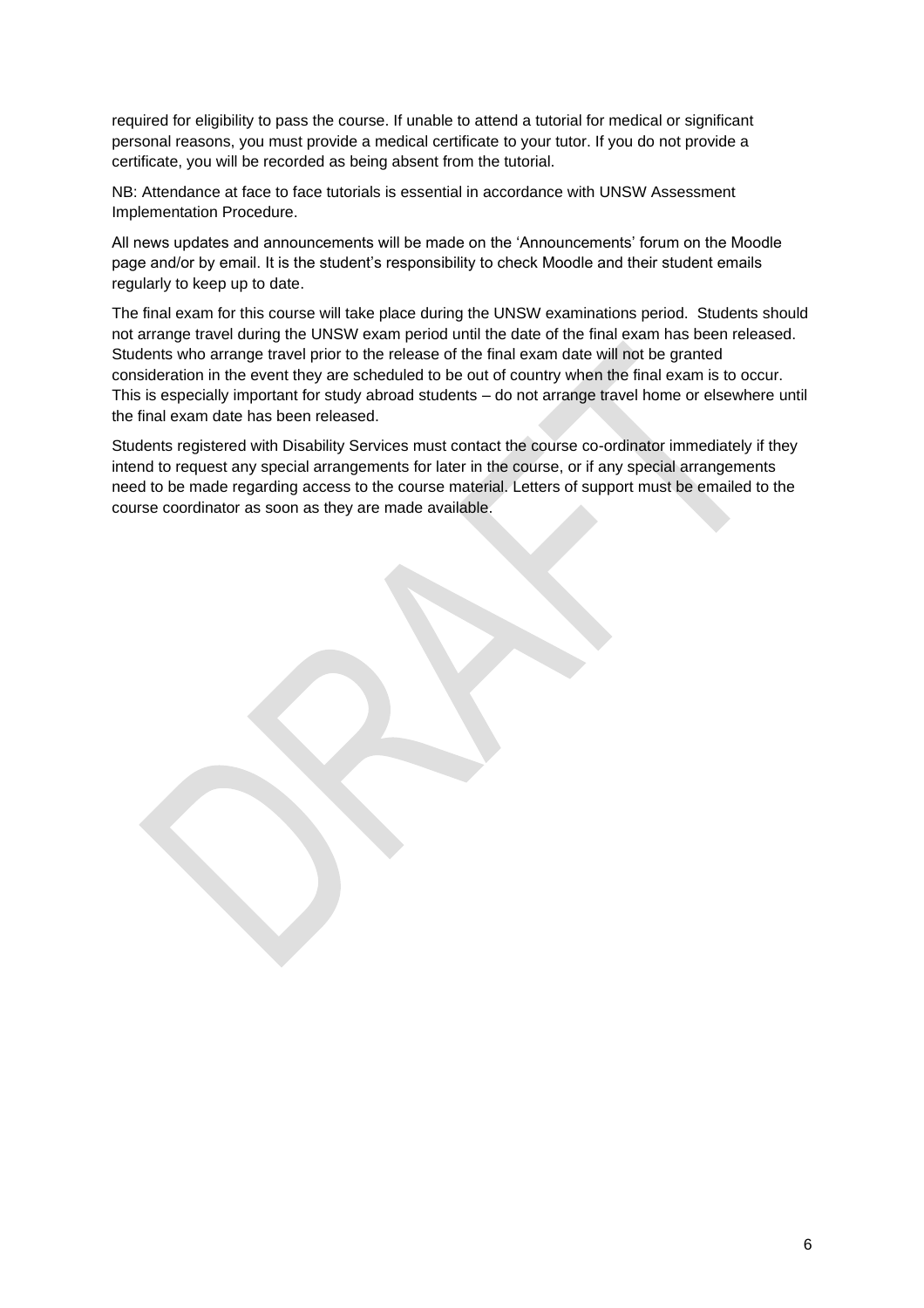required for eligibility to pass the course. If unable to attend a tutorial for medical or significant personal reasons, you must provide a medical certificate to your tutor. If you do not provide a certificate, you will be recorded as being absent from the tutorial.

NB: Attendance at face to face tutorials is essential in accordance with UNSW Assessment Implementation Procedure.

All news updates and announcements will be made on the 'Announcements' forum on the Moodle page and/or by email. It is the student's responsibility to check Moodle and their student emails regularly to keep up to date.

The final exam for this course will take place during the UNSW examinations period. Students should not arrange travel during the UNSW exam period until the date of the final exam has been released. Students who arrange travel prior to the release of the final exam date will not be granted consideration in the event they are scheduled to be out of country when the final exam is to occur. This is especially important for study abroad students – do not arrange travel home or elsewhere until the final exam date has been released.

Students registered with Disability Services must contact the course co-ordinator immediately if they intend to request any special arrangements for later in the course, or if any special arrangements need to be made regarding access to the course material. Letters of support must be emailed to the course coordinator as soon as they are made available.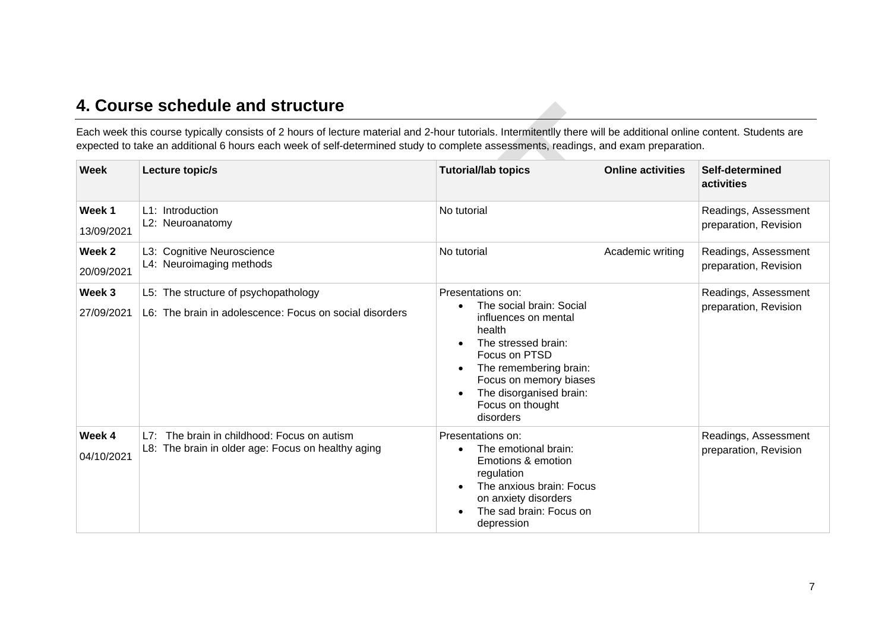## 4. Course schedule and structure

Each week this course typically consists of 2 hours of lecture material and 2-hour tutorials. Intermitentlly there will be additional online content. Students are expected to take an additional 6 hours each week of self-determined study to complete assessments, readings, and exam preparation.

| Week | Lecture topic/s | Tutorial/lab topics | Online activities | Self-determined activities |
|---|---|---|---|---|
| Week 1<br>13/09/2021 | L1: Introduction<br>L2: Neuroanatomy | No tutorial | | Readings, Assessment preparation, Revision |
| Week 2<br>20/09/2021 | L3: Cognitive Neuroscience<br>L4: Neuroimaging methods | No tutorial | Academic writing | Readings, Assessment preparation, Revision |
| Week 3<br>27/09/2021 | L5: The structure of psychopathology<br>L6: The brain in adolescence: Focus on social disorders | Presentations on:<br>• The social brain: Social influences on mental health<br>• The stressed brain: Focus on PTSD<br>• The remembering brain: Focus on memory biases<br>• The disorganised brain: Focus on thought disorders | | Readings, Assessment preparation, Revision |
| Week 4<br>04/10/2021 | L7: The brain in childhood: Focus on autism<br>L8: The brain in older age: Focus on healthy aging | Presentations on:<br>• The emotional brain: Emotions & emotion regulation<br>• The anxious brain: Focus on anxiety disorders<br>• The sad brain: Focus on depression | | Readings, Assessment preparation, Revision |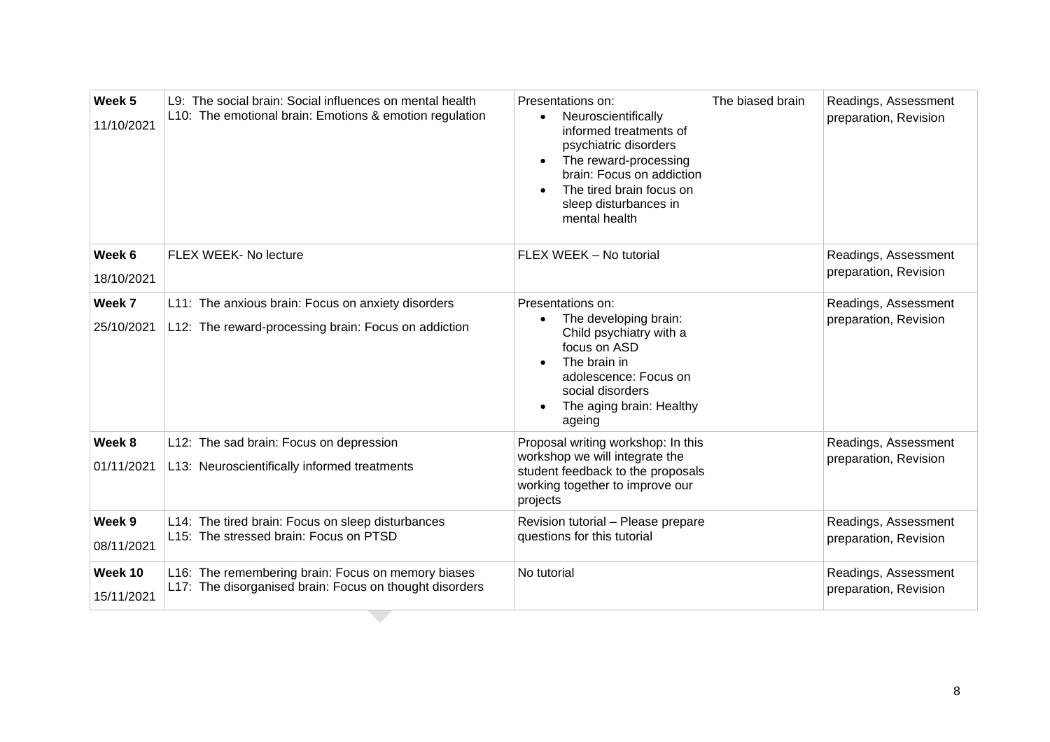| | | | |
|---|---|---|---|
| **Week 5** 11/10/2021 | L9: The social brain: Social influences on mental health<br>L10: The emotional brain: Emotions & emotion regulation | Presentations on:<br>• Neuroscientifically informed treatments of psychiatric disorders<br>• The reward-processing brain: Focus on addiction<br>• The tired brain focus on sleep disturbances in mental health<br>The biased brain | Readings, Assessment preparation, Revision |
| **Week 6** 18/10/2021 | FLEX WEEK- No lecture | FLEX WEEK – No tutorial | Readings, Assessment preparation, Revision |
| **Week 7** 25/10/2021 | L11: The anxious brain: Focus on anxiety disorders<br>L12: The reward-processing brain: Focus on addiction | Presentations on:<br>• The developing brain: Child psychiatry with a focus on ASD<br>• The brain in adolescence: Focus on social disorders<br>• The aging brain: Healthy ageing | Readings, Assessment preparation, Revision |
| **Week 8** 01/11/2021 | L12: The sad brain: Focus on depression<br>L13: Neuroscientifically informed treatments | Proposal writing workshop: In this workshop we will integrate the student feedback to the proposals working together to improve our projects | Readings, Assessment preparation, Revision |
| **Week 9** 08/11/2021 | L14: The tired brain: Focus on sleep disturbances<br>L15: The stressed brain: Focus on PTSD | Revision tutorial – Please prepare questions for this tutorial | Readings, Assessment preparation, Revision |
| **Week 10** 15/11/2021 | L16: The remembering brain: Focus on memory biases<br>L17: The disorganised brain: Focus on thought disorders | No tutorial | Readings, Assessment preparation, Revision |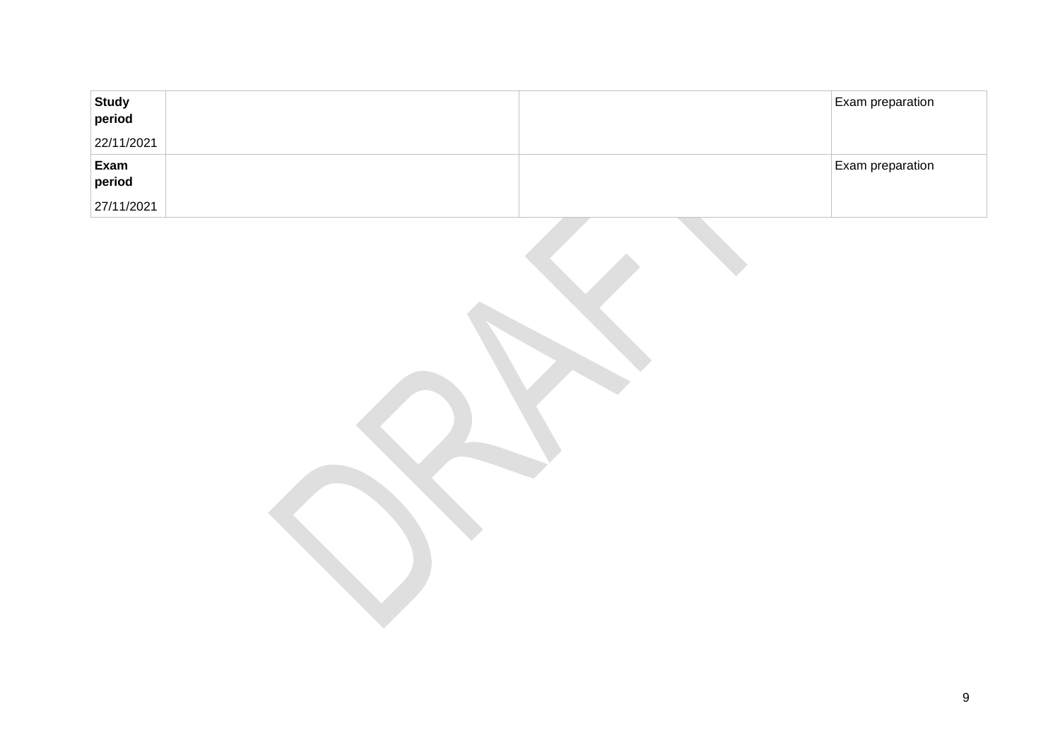| | | | |
|---|---|---|---|
| **Study period** 22/11/2021 | | | Exam preparation |
| **Exam period** 27/11/2021 | | | Exam preparation |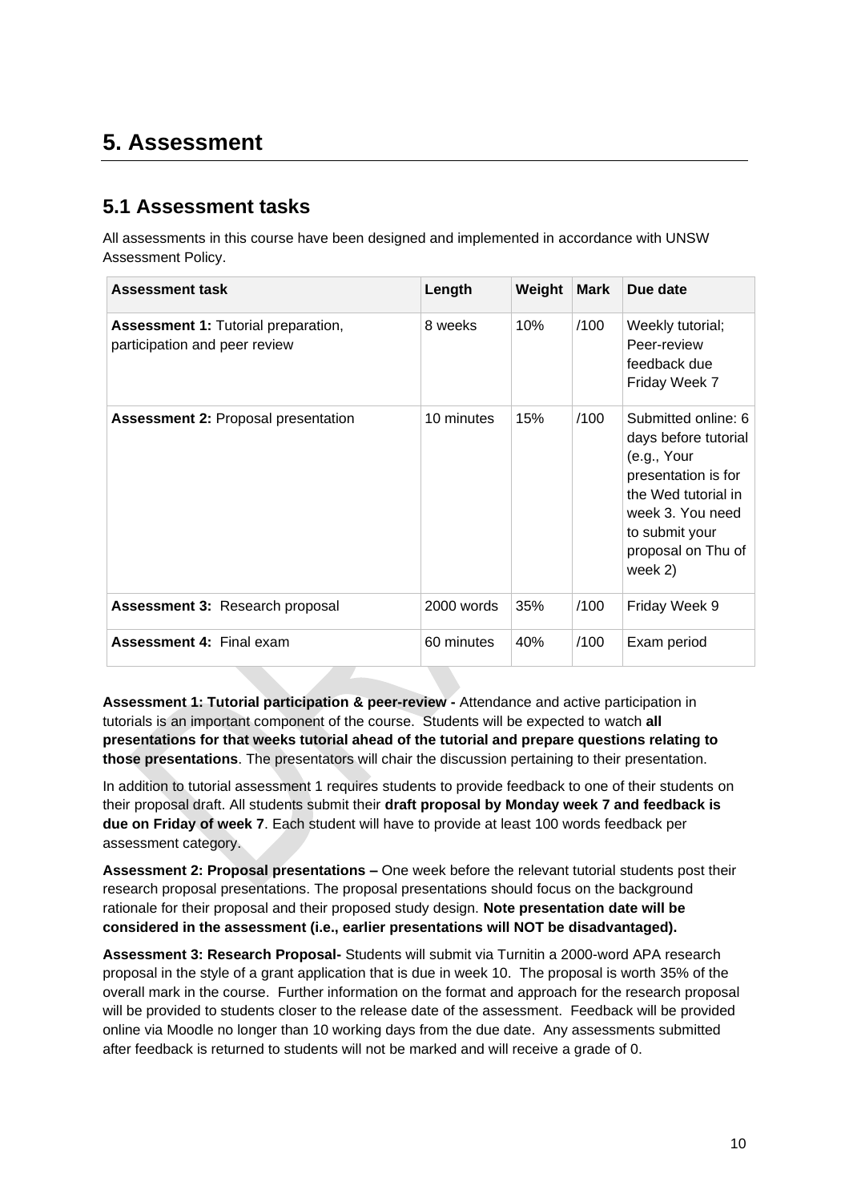# 5. Assessment

## 5.1 Assessment tasks

All assessments in this course have been designed and implemented in accordance with UNSW Assessment Policy.

| Assessment task | Length | Weight | Mark | Due date |
|---|---|---|---|---|
| **Assessment 1:** Tutorial preparation, participation and peer review | 8 weeks | 10% | /100 | Weekly tutorial; Peer-review feedback due Friday Week 7 |
| **Assessment 2:** Proposal presentation | 10 minutes | 15% | /100 | Submitted online: 6 days before tutorial (e.g., Your presentation is for the Wed tutorial in week 3. You need to submit your proposal on Thu of week 2) |
| **Assessment 3:** Research proposal | 2000 words | 35% | /100 | Friday Week 9 |
| **Assessment 4:** Final exam | 60 minutes | 40% | /100 | Exam period |

**Assessment 1: Tutorial participation & peer-review -** Attendance and active participation in tutorials is an important component of the course. Students will be expected to watch **all presentations for that weeks tutorial ahead of the tutorial and prepare questions relating to those presentations**. The presentators will chair the discussion pertaining to their presentation.

In addition to tutorial assessment 1 requires students to provide feedback to one of their students on their proposal draft. All students submit their **draft proposal by Monday week 7 and feedback is due on Friday of week 7**. Each student will have to provide at least 100 words feedback per assessment category.

**Assessment 2: Proposal presentations –** One week before the relevant tutorial students post their research proposal presentations. The proposal presentations should focus on the background rationale for their proposal and their proposed study design. **Note presentation date will be considered in the assessment (i.e., earlier presentations will NOT be disadvantaged).**

**Assessment 3: Research Proposal-** Students will submit via Turnitin a 2000-word APA research proposal in the style of a grant application that is due in week 10. The proposal is worth 35% of the overall mark in the course. Further information on the format and approach for the research proposal will be provided to students closer to the release date of the assessment. Feedback will be provided online via Moodle no longer than 10 working days from the due date. Any assessments submitted after feedback is returned to students will not be marked and will receive a grade of 0.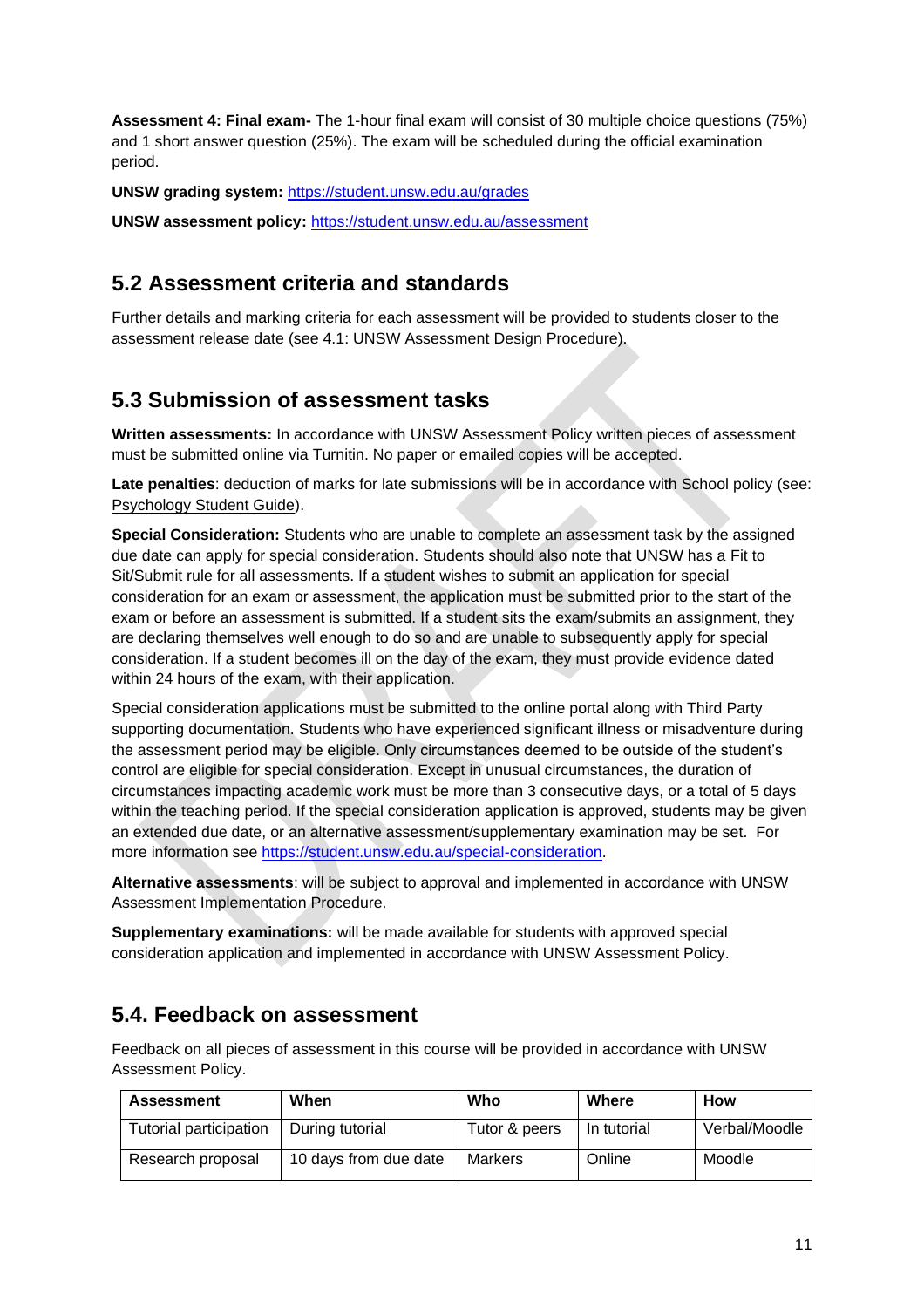**Assessment 4: Final exam-** The 1-hour final exam will consist of 30 multiple choice questions (75%) and 1 short answer question (25%). The exam will be scheduled during the official examination period.

**UNSW grading system:** https://student.unsw.edu.au/grades

**UNSW assessment policy:** https://student.unsw.edu.au/assessment

## 5.2 Assessment criteria and standards

Further details and marking criteria for each assessment will be provided to students closer to the assessment release date (see 4.1: UNSW Assessment Design Procedure).

## 5.3 Submission of assessment tasks

**Written assessments:** In accordance with UNSW Assessment Policy written pieces of assessment must be submitted online via Turnitin. No paper or emailed copies will be accepted.

**Late penalties**: deduction of marks for late submissions will be in accordance with School policy (see: Psychology Student Guide).

**Special Consideration:** Students who are unable to complete an assessment task by the assigned due date can apply for special consideration. Students should also note that UNSW has a Fit to Sit/Submit rule for all assessments. If a student wishes to submit an application for special consideration for an exam or assessment, the application must be submitted prior to the start of the exam or before an assessment is submitted. If a student sits the exam/submits an assignment, they are declaring themselves well enough to do so and are unable to subsequently apply for special consideration. If a student becomes ill on the day of the exam, they must provide evidence dated within 24 hours of the exam, with their application.

Special consideration applications must be submitted to the online portal along with Third Party supporting documentation. Students who have experienced significant illness or misadventure during the assessment period may be eligible. Only circumstances deemed to be outside of the student's control are eligible for special consideration. Except in unusual circumstances, the duration of circumstances impacting academic work must be more than 3 consecutive days, or a total of 5 days within the teaching period. If the special consideration application is approved, students may be given an extended due date, or an alternative assessment/supplementary examination may be set. For more information see https://student.unsw.edu.au/special-consideration.

**Alternative assessments**: will be subject to approval and implemented in accordance with UNSW Assessment Implementation Procedure.

**Supplementary examinations:** will be made available for students with approved special consideration application and implemented in accordance with UNSW Assessment Policy.

## 5.4. Feedback on assessment

Feedback on all pieces of assessment in this course will be provided in accordance with UNSW Assessment Policy.

| Assessment | When | Who | Where | How |
|---|---|---|---|---|
| Tutorial participation | During tutorial | Tutor & peers | In tutorial | Verbal/Moodle |
| Research proposal | 10 days from due date | Markers | Online | Moodle |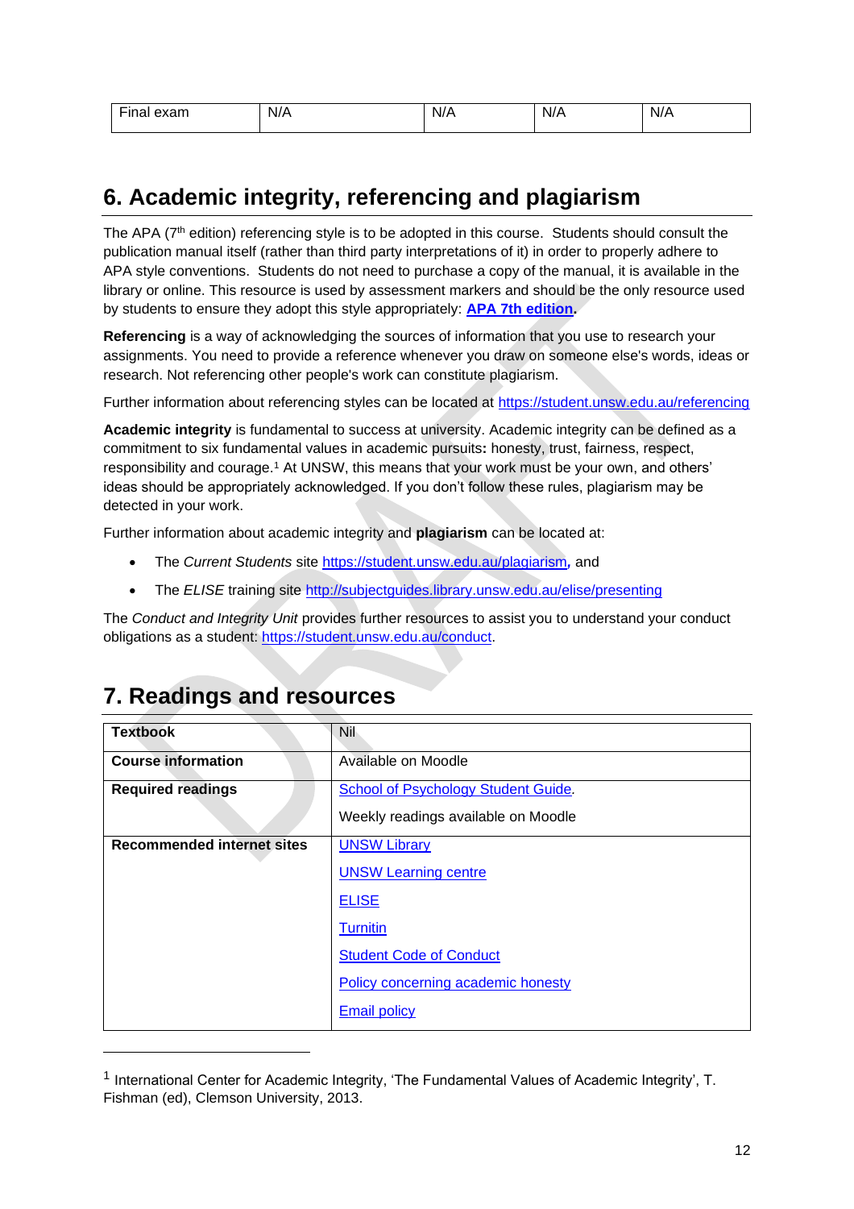| | | | | |
|---|---|---|---|---|
| Final exam | N/A | N/A | N/A | N/A |

## 6. Academic integrity, referencing and plagiarism

The APA (7th edition) referencing style is to be adopted in this course. Students should consult the publication manual itself (rather than third party interpretations of it) in order to properly adhere to APA style conventions. Students do not need to purchase a copy of the manual, it is available in the library or online. This resource is used by assessment markers and should be the only resource used by students to ensure they adopt this style appropriately: **APA 7th edition.**

**Referencing** is a way of acknowledging the sources of information that you use to research your assignments. You need to provide a reference whenever you draw on someone else's words, ideas or research. Not referencing other people's work can constitute plagiarism.

Further information about referencing styles can be located at https://student.unsw.edu.au/referencing

**Academic integrity** is fundamental to success at university. Academic integrity can be defined as a commitment to six fundamental values in academic pursuits**:** honesty, trust, fairness, respect, responsibility and courage.[1] At UNSW, this means that your work must be your own, and others' ideas should be appropriately acknowledged. If you don't follow these rules, plagiarism may be detected in your work.

Further information about academic integrity and **plagiarism** can be located at:

- The *Current Students* site https://student.unsw.edu.au/plagiarism**,** and
- The *ELISE* training site http://subjectguides.library.unsw.edu.au/elise/presenting

The *Conduct and Integrity Unit* provides further resources to assist you to understand your conduct obligations as a student: https://student.unsw.edu.au/conduct.

## 7. Readings and resources

| | |
|---|---|
| **Textbook** | Nil |
| **Course information** | Available on Moodle |
| **Required readings** | School of Psychology Student Guide.<br><br>Weekly readings available on Moodle |
| **Recommended internet sites** | UNSW Library<br><br>UNSW Learning centre<br><br>ELISE<br><br>Turnitin<br><br>Student Code of Conduct<br><br>Policy concerning academic honesty<br><br>Email policy |

[1] International Center for Academic Integrity, 'The Fundamental Values of Academic Integrity', T. Fishman (ed), Clemson University, 2013.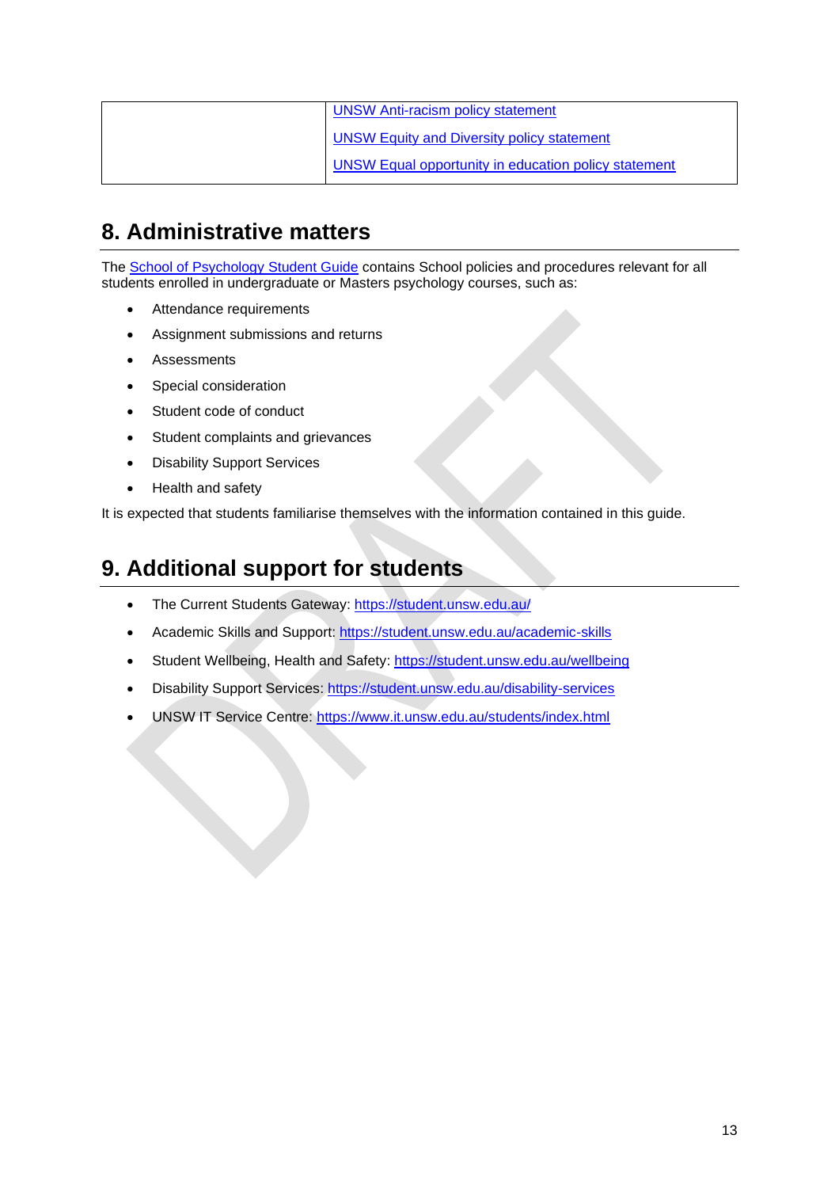| | |
|---|---|
| | UNSW Anti-racism policy statement<br>UNSW Equity and Diversity policy statement<br>UNSW Equal opportunity in education policy statement |

## 8. Administrative matters

The School of Psychology Student Guide contains School policies and procedures relevant for all students enrolled in undergraduate or Masters psychology courses, such as:

- Attendance requirements
- Assignment submissions and returns
- Assessments
- Special consideration
- Student code of conduct
- Student complaints and grievances
- Disability Support Services
- Health and safety

It is expected that students familiarise themselves with the information contained in this guide.

## 9. Additional support for students

- The Current Students Gateway: https://student.unsw.edu.au/
- Academic Skills and Support: https://student.unsw.edu.au/academic-skills
- Student Wellbeing, Health and Safety: https://student.unsw.edu.au/wellbeing
- Disability Support Services: https://student.unsw.edu.au/disability-services
- UNSW IT Service Centre: https://www.it.unsw.edu.au/students/index.html